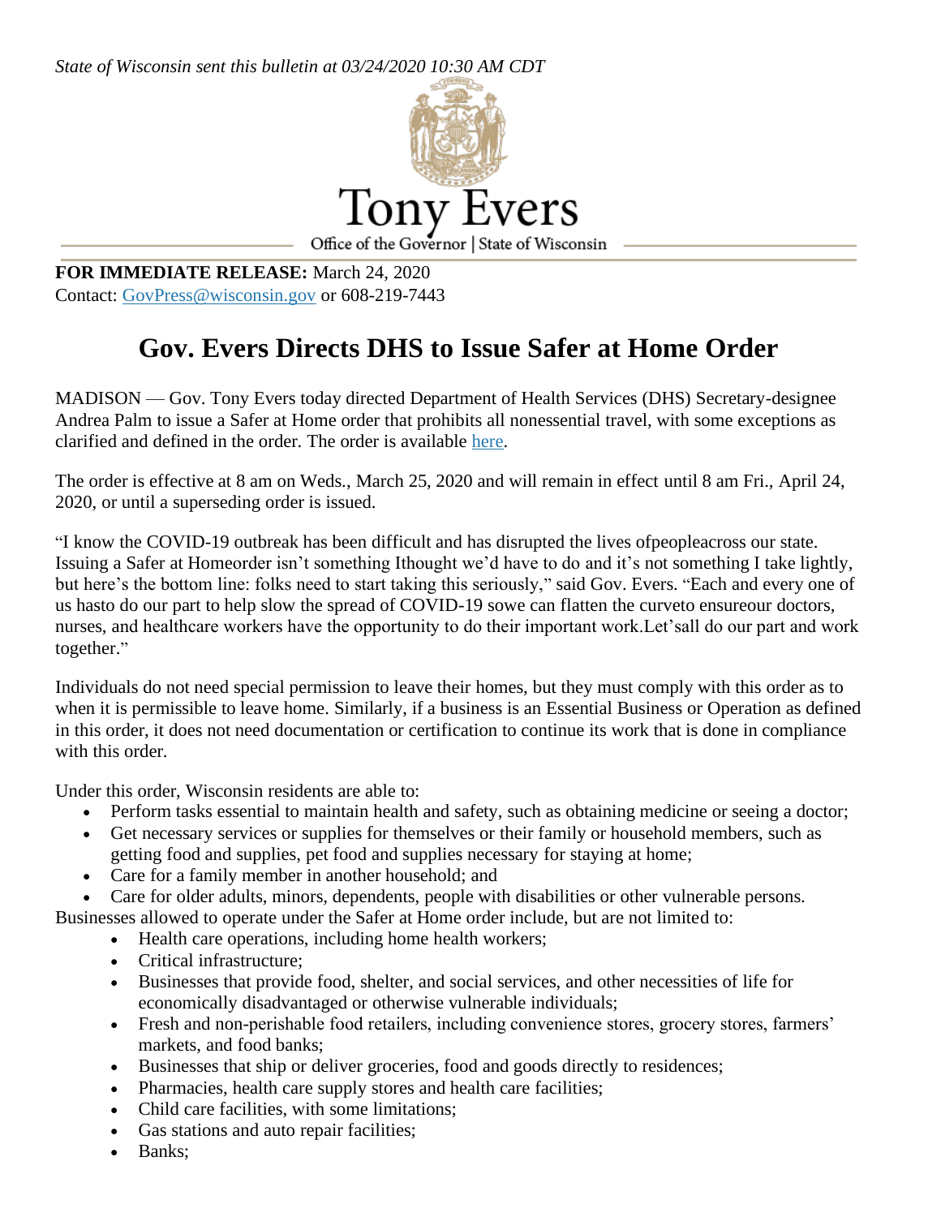*State of Wisconsin sent this bulletin at 03/24/2020 10:30 AM CDT*

Tony Evers
Office of the Governor | State of Wisconsin

**FOR IMMEDIATE RELEASE:** March 24, 2020
Contact: GovPress@wisconsin.gov or 608-219-7443

# Gov. Evers Directs DHS to Issue Safer at Home Order

MADISON — Gov. Tony Evers today directed Department of Health Services (DHS) Secretary-designee Andrea Palm to issue a Safer at Home order that prohibits all nonessential travel, with some exceptions as clarified and defined in the order. The order is available here.

The order is effective at 8 am on Weds., March 25, 2020 and will remain in effect until 8 am Fri., April 24, 2020, or until a superseding order is issued.

"I know the COVID-19 outbreak has been difficult and has disrupted the lives ofpeopleacross our state. Issuing a Safer at Homeorder isn't something Ithought we'd have to do and it's not something I take lightly, but here's the bottom line: folks need to start taking this seriously," said Gov. Evers. "Each and every one of us hasto do our part to help slow the spread of COVID-19 sowe can flatten the curveto ensureour doctors, nurses, and healthcare workers have the opportunity to do their important work.Let'sall do our part and work together."

Individuals do not need special permission to leave their homes, but they must comply with this order as to when it is permissible to leave home. Similarly, if a business is an Essential Business or Operation as defined in this order, it does not need documentation or certification to continue its work that is done in compliance with this order.

Under this order, Wisconsin residents are able to:

- Perform tasks essential to maintain health and safety, such as obtaining medicine or seeing a doctor;
- Get necessary services or supplies for themselves or their family or household members, such as getting food and supplies, pet food and supplies necessary for staying at home;
- Care for a family member in another household; and
- Care for older adults, minors, dependents, people with disabilities or other vulnerable persons.

Businesses allowed to operate under the Safer at Home order include, but are not limited to:

- Health care operations, including home health workers;
- Critical infrastructure;
- Businesses that provide food, shelter, and social services, and other necessities of life for economically disadvantaged or otherwise vulnerable individuals;
- Fresh and non-perishable food retailers, including convenience stores, grocery stores, farmers' markets, and food banks;
- Businesses that ship or deliver groceries, food and goods directly to residences;
- Pharmacies, health care supply stores and health care facilities;
- Child care facilities, with some limitations;
- Gas stations and auto repair facilities;
- Banks;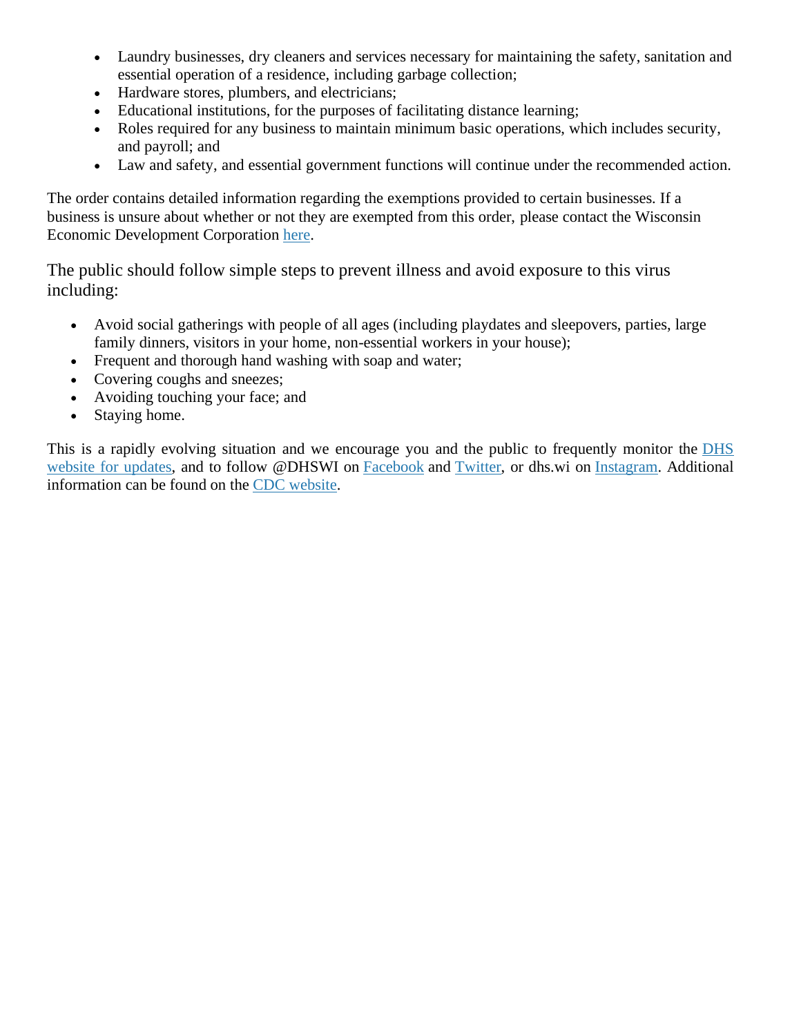- Laundry businesses, dry cleaners and services necessary for maintaining the safety, sanitation and essential operation of a residence, including garbage collection;
- Hardware stores, plumbers, and electricians;
- Educational institutions, for the purposes of facilitating distance learning;
- Roles required for any business to maintain minimum basic operations, which includes security, and payroll; and
- Law and safety, and essential government functions will continue under the recommended action.

The order contains detailed information regarding the exemptions provided to certain businesses. If a business is unsure about whether or not they are exempted from this order, please contact the Wisconsin Economic Development Corporation here.

The public should follow simple steps to prevent illness and avoid exposure to this virus including:

- Avoid social gatherings with people of all ages (including playdates and sleepovers, parties, large family dinners, visitors in your home, non-essential workers in your house);
- Frequent and thorough hand washing with soap and water;
- Covering coughs and sneezes;
- Avoiding touching your face; and
- Staying home.

This is a rapidly evolving situation and we encourage you and the public to frequently monitor the DHS website for updates, and to follow @DHSWI on Facebook and Twitter, or dhs.wi on Instagram. Additional information can be found on the CDC website.